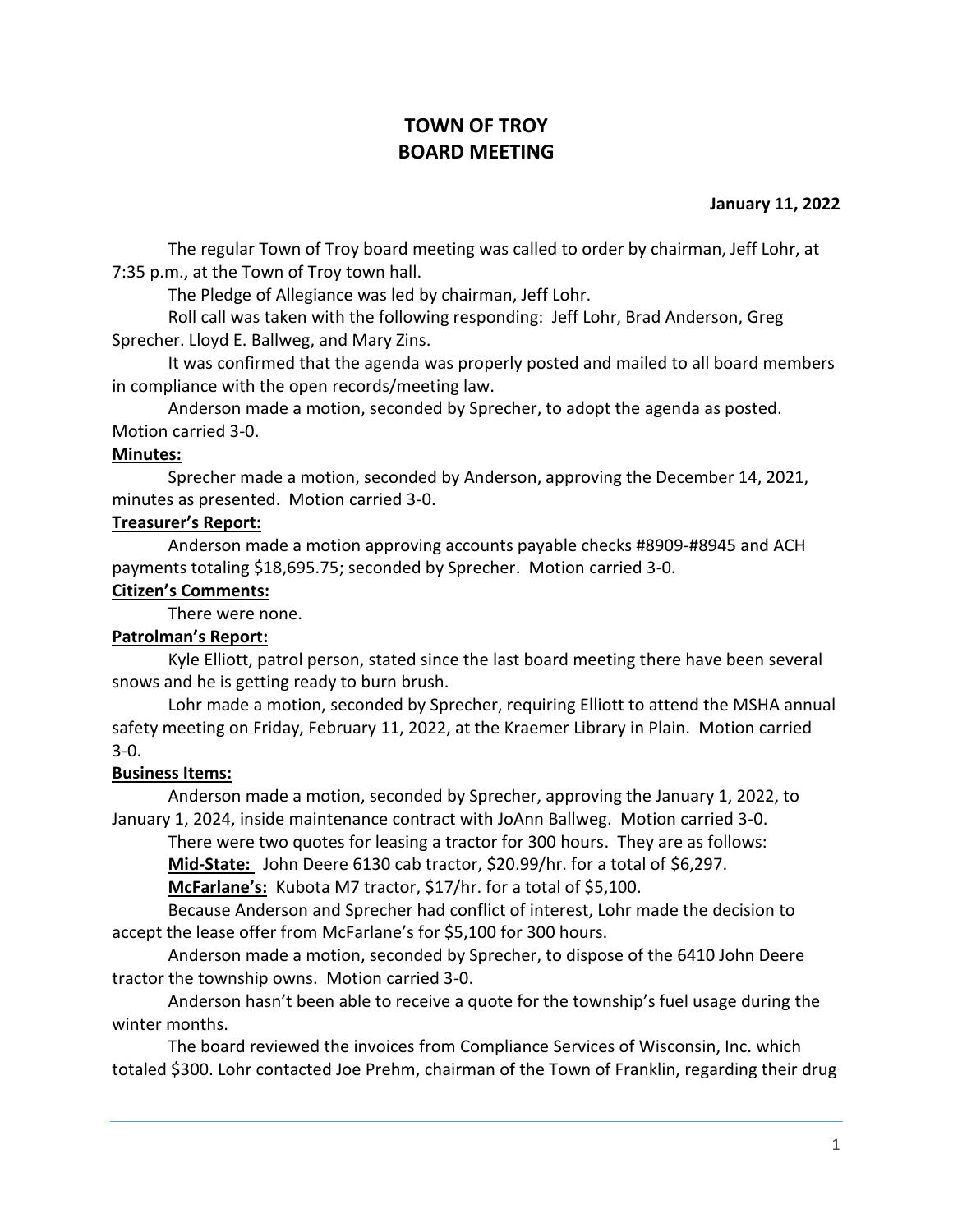# TOWN OF TROY
# BOARD MEETING

**January 11, 2022**

The regular Town of Troy board meeting was called to order by chairman, Jeff Lohr, at 7:35 p.m., at the Town of Troy town hall.

The Pledge of Allegiance was led by chairman, Jeff Lohr.

Roll call was taken with the following responding: Jeff Lohr, Brad Anderson, Greg Sprecher. Lloyd E. Ballweg, and Mary Zins.

It was confirmed that the agenda was properly posted and mailed to all board members in compliance with the open records/meeting law.

Anderson made a motion, seconded by Sprecher, to adopt the agenda as posted. Motion carried 3-0.

**Minutes:**

Sprecher made a motion, seconded by Anderson, approving the December 14, 2021, minutes as presented. Motion carried 3-0.

**Treasurer's Report:**

Anderson made a motion approving accounts payable checks #8909-#8945 and ACH payments totaling $18,695.75; seconded by Sprecher. Motion carried 3-0.

**Citizen's Comments:**

There were none.

**Patrolman's Report:**

Kyle Elliott, patrol person, stated since the last board meeting there have been several snows and he is getting ready to burn brush.

Lohr made a motion, seconded by Sprecher, requiring Elliott to attend the MSHA annual safety meeting on Friday, February 11, 2022, at the Kraemer Library in Plain. Motion carried 3-0.

**Business Items:**

Anderson made a motion, seconded by Sprecher, approving the January 1, 2022, to January 1, 2024, inside maintenance contract with JoAnn Ballweg. Motion carried 3-0.

There were two quotes for leasing a tractor for 300 hours. They are as follows:

**Mid-State:** John Deere 6130 cab tractor, $20.99/hr. for a total of $6,297.

**McFarlane's:** Kubota M7 tractor, $17/hr. for a total of $5,100.

Because Anderson and Sprecher had conflict of interest, Lohr made the decision to accept the lease offer from McFarlane's for $5,100 for 300 hours.

Anderson made a motion, seconded by Sprecher, to dispose of the 6410 John Deere tractor the township owns. Motion carried 3-0.

Anderson hasn't been able to receive a quote for the township's fuel usage during the winter months.

The board reviewed the invoices from Compliance Services of Wisconsin, Inc. which totaled $300. Lohr contacted Joe Prehm, chairman of the Town of Franklin, regarding their drug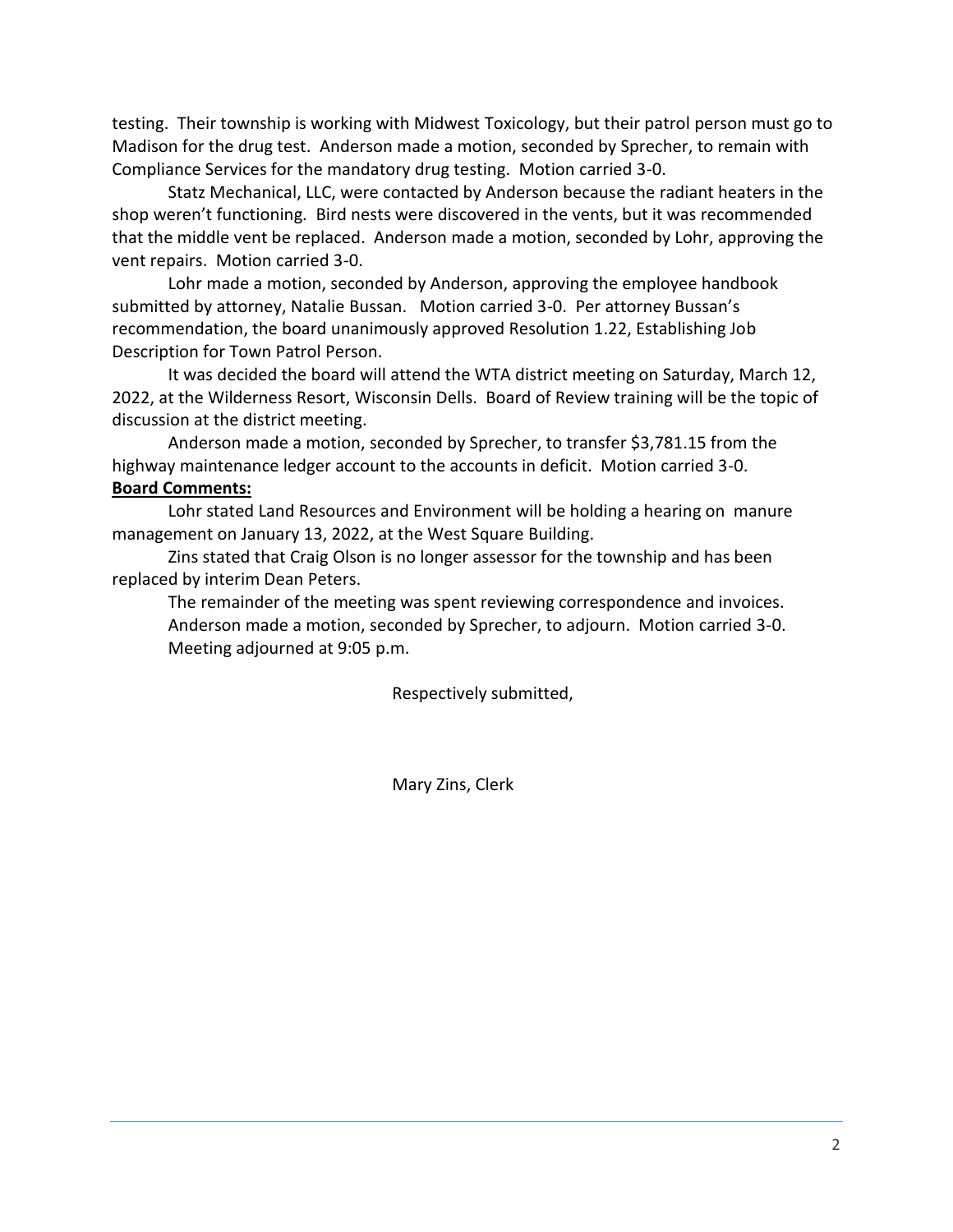testing. Their township is working with Midwest Toxicology, but their patrol person must go to Madison for the drug test. Anderson made a motion, seconded by Sprecher, to remain with Compliance Services for the mandatory drug testing. Motion carried 3-0.

Statz Mechanical, LLC, were contacted by Anderson because the radiant heaters in the shop weren't functioning. Bird nests were discovered in the vents, but it was recommended that the middle vent be replaced. Anderson made a motion, seconded by Lohr, approving the vent repairs. Motion carried 3-0.

Lohr made a motion, seconded by Anderson, approving the employee handbook submitted by attorney, Natalie Bussan. Motion carried 3-0. Per attorney Bussan's recommendation, the board unanimously approved Resolution 1.22, Establishing Job Description for Town Patrol Person.

It was decided the board will attend the WTA district meeting on Saturday, March 12, 2022, at the Wilderness Resort, Wisconsin Dells. Board of Review training will be the topic of discussion at the district meeting.

Anderson made a motion, seconded by Sprecher, to transfer $3,781.15 from the highway maintenance ledger account to the accounts in deficit. Motion carried 3-0.

**Board Comments:**

Lohr stated Land Resources and Environment will be holding a hearing on manure management on January 13, 2022, at the West Square Building.

Zins stated that Craig Olson is no longer assessor for the township and has been replaced by interim Dean Peters.

The remainder of the meeting was spent reviewing correspondence and invoices.

Anderson made a motion, seconded by Sprecher, to adjourn. Motion carried 3-0.

Meeting adjourned at 9:05 p.m.

Respectively submitted,

Mary Zins, Clerk